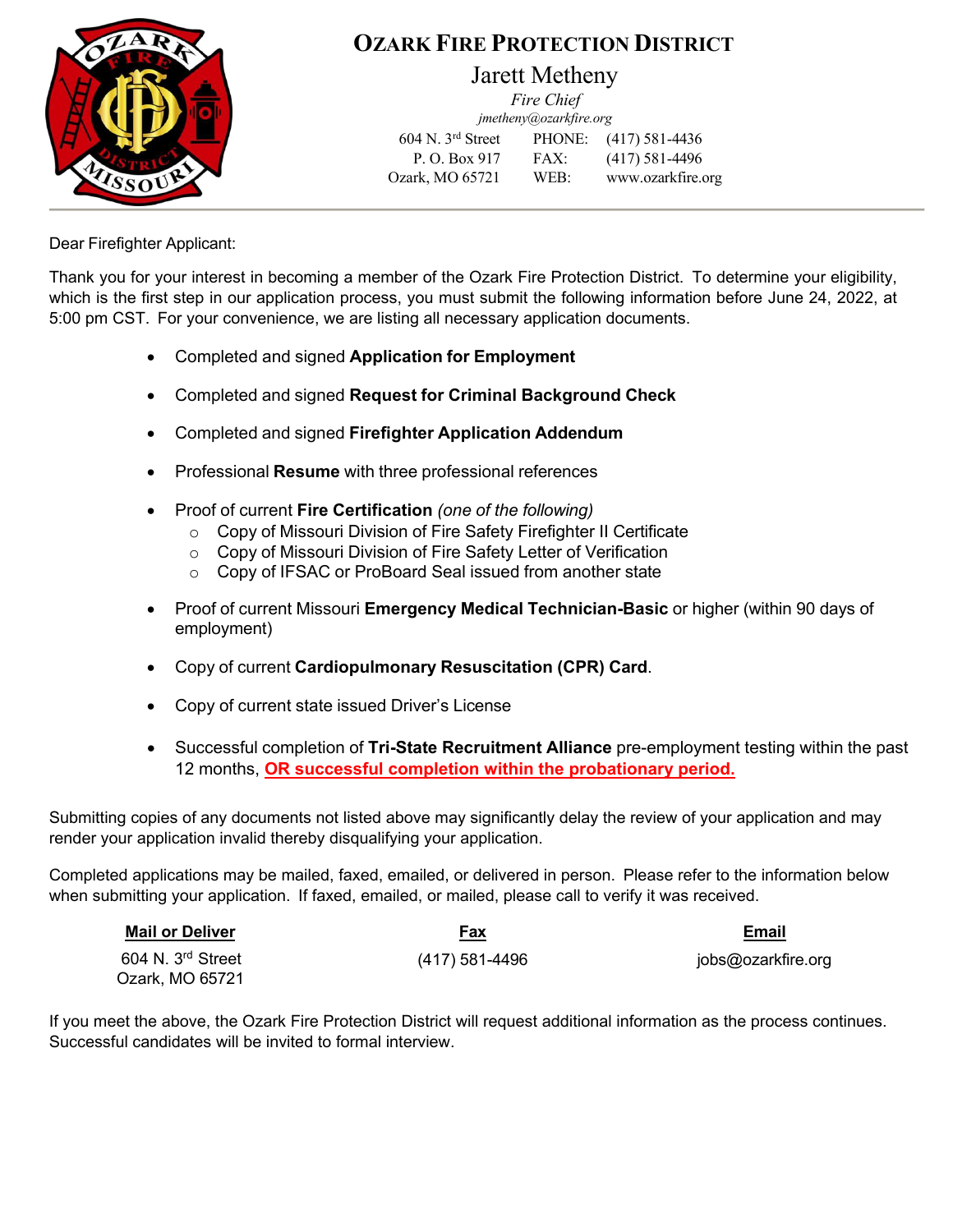# OZARK FIRE PROTECTION DISTRICT

Jarett Metheny
*Fire Chief*
*jmetheny@ozarkfire.org*

604 N. 3rd Street
P. O. Box 917
Ozark, MO 65721

PHONE: (417) 581-4436
FAX: (417) 581-4496
WEB: www.ozarkfire.org

---

Dear Firefighter Applicant:

Thank you for your interest in becoming a member of the Ozark Fire Protection District. To determine your eligibility, which is the first step in our application process, you must submit the following information before June 24, 2022, at 5:00 pm CST. For your convenience, we are listing all necessary application documents.

- Completed and signed **Application for Employment**
- Completed and signed **Request for Criminal Background Check**
- Completed and signed **Firefighter Application Addendum**
- Professional **Resume** with three professional references
- Proof of current **Fire Certification** *(one of the following)*
  - Copy of Missouri Division of Fire Safety Firefighter II Certificate
  - Copy of Missouri Division of Fire Safety Letter of Verification
  - Copy of IFSAC or ProBoard Seal issued from another state
- Proof of current Missouri **Emergency Medical Technician-Basic** or higher (within 90 days of employment)
- Copy of current **Cardiopulmonary Resuscitation (CPR) Card**.
- Copy of current state issued Driver's License
- Successful completion of **Tri-State Recruitment Alliance** pre-employment testing within the past 12 months, **OR successful completion within the probationary period.**

Submitting copies of any documents not listed above may significantly delay the review of your application and may render your application invalid thereby disqualifying your application.

Completed applications may be mailed, faxed, emailed, or delivered in person. Please refer to the information below when submitting your application. If faxed, emailed, or mailed, please call to verify it was received.

| Mail or Deliver | Fax | Email |
|---|---|---|
| 604 N. 3rd Street<br>Ozark, MO 65721 | (417) 581-4496 | jobs@ozarkfire.org |

If you meet the above, the Ozark Fire Protection District will request additional information as the process continues. Successful candidates will be invited to formal interview.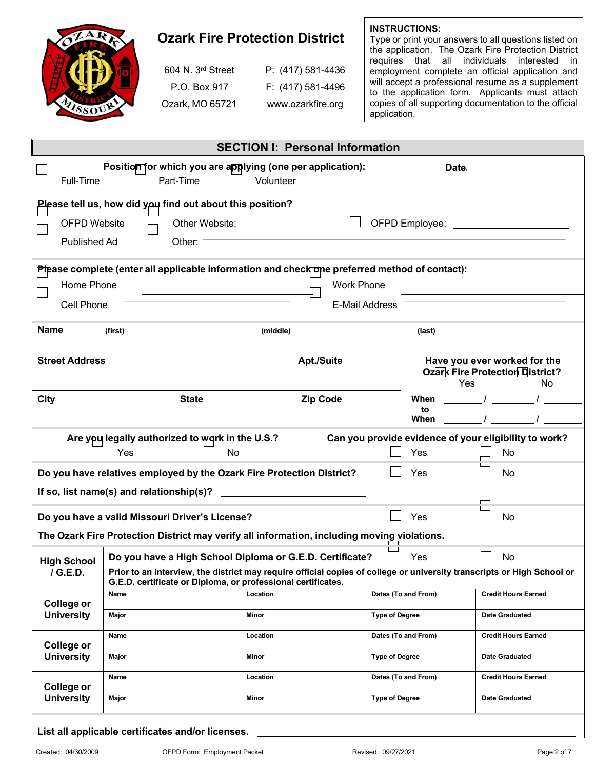# Ozark Fire Protection District

604 N. 3rd Street
P.O. Box 917
Ozark, MO 65721

P: (417) 581-4436
F: (417) 581-4496
www.ozarkfire.org

**INSTRUCTIONS:**
Type or print your answers to all questions listed on the application. The Ozark Fire Protection District requires that all individuals interested in employment complete an official application and will accept a professional resume as a supplement to the application form. Applicants must attach copies of all supporting documentation to the official application.

## SECTION I: Personal Information

**Position for which you are applying (one per application):** ☐ Full-Time ☐ Part-Time ☐ Volunteer ____________

**Date**

**Please tell us, how did you find out about this position?**

☐ OFPD Website ☐ Other Website: ☐ OFPD Employee: ____________

☐ Published Ad ☐ Other: ____________

**Please complete (enter all applicable information and check one preferred method of contact):**

☐ Home Phone ____________ ☐ Work Phone ____________

☐ Cell Phone ____________ ☐ E-Mail Address ____________

**Name** (first) (middle) (last)

**Street Address** **Apt./Suite**

**Have you ever worked for the Ozark Fire Protection District?** ☐ Yes ☐ No

**City** **State** **Zip Code**

**When** ____ / ____ / ____ **to When** ____ / ____ / ____

**Are you legally authorized to work in the U.S.?** ☐ Yes ☐ No

**Can you provide evidence of your eligibility to work?** ☐ Yes ☐ No

**Do you have relatives employed by the Ozark Fire Protection District?** ☐ Yes ☐ No

**If so, list name(s) and relationship(s)?** ____________

**Do you have a valid Missouri Driver's License?** ☐ Yes ☐ No

**The Ozark Fire Protection District may verify all information, including moving violations.**

**High School / G.E.D.**

**Do you have a High School Diploma or G.E.D. Certificate?** ☐ Yes ☐ No

**Prior to an interview, the district may require official copies of college or university transcripts or High School or G.E.D. certificate or Diploma, or professional certificates.**

| | | | | |
|---|---|---|---|---|
| **College or University** | Name | Location | Dates (To and From) | Credit Hours Earned |
| | Major | Minor | Type of Degree | Date Graduated |
| **College or University** | Name | Location | Dates (To and From) | Credit Hours Earned |
| | Major | Minor | Type of Degree | Date Graduated |
| **College or University** | Name | Location | Dates (To and From) | Credit Hours Earned |
| | Major | Minor | Type of Degree | Date Graduated |

**List all applicable certificates and/or licenses.** ____________

Created: 04/30/2009 OFPD Form: Employment Packet Revised: 09/27/2021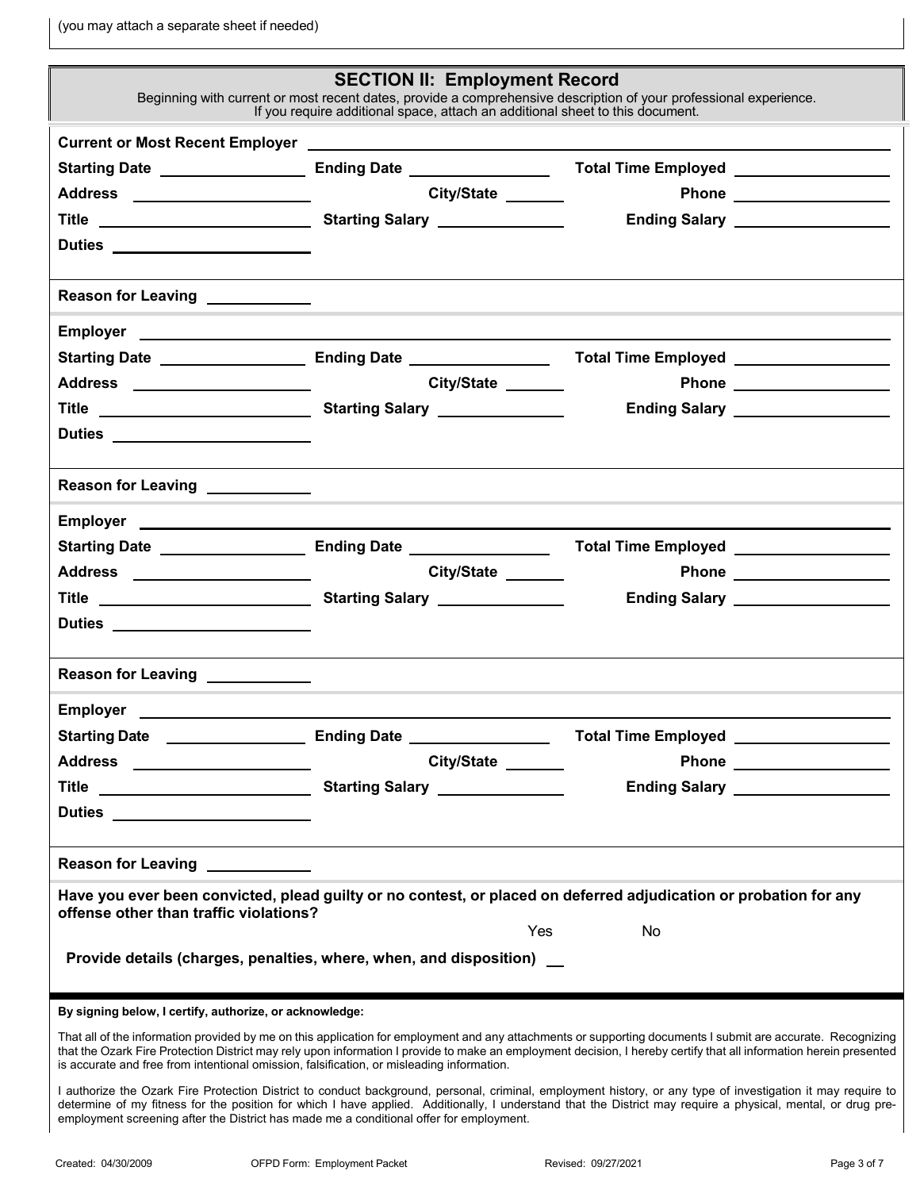(you may attach a separate sheet if needed)

## SECTION II: Employment Record

Beginning with current or most recent dates, provide a comprehensive description of your professional experience. If you require additional space, attach an additional sheet to this document.

**Current or Most Recent Employer** ______________________________

**Starting Date** ____________ **Ending Date** ____________ **Total Time Employed** ____________

**Address** ____________ **City/State** ______ **Phone** ____________

**Title** ____________ **Starting Salary** ____________ **Ending Salary** ____________

**Duties** ____________

**Reason for Leaving** ________

**Employer** ______________________________

**Starting Date** ____________ **Ending Date** ____________ **Total Time Employed** ____________

**Address** ____________ **City/State** ______ **Phone** ____________

**Title** ____________ **Starting Salary** ____________ **Ending Salary** ____________

**Duties** ____________

**Reason for Leaving** ________

**Employer** ______________________________

**Starting Date** ____________ **Ending Date** ____________ **Total Time Employed** ____________

**Address** ____________ **City/State** ______ **Phone** ____________

**Title** ____________ **Starting Salary** ____________ **Ending Salary** ____________

**Duties** ____________

**Reason for Leaving** ________

**Employer** ______________________________

**Starting Date** ____________ **Ending Date** ____________ **Total Time Employed** ____________

**Address** ____________ **City/State** ______ **Phone** ____________

**Title** ____________ **Starting Salary** ____________ **Ending Salary** ____________

**Duties** ____________

**Reason for Leaving** ________

**Have you ever been convicted, plead guilty or no contest, or placed on deferred adjudication or probation for any offense other than traffic violations?**

Yes No

**Provide details (charges, penalties, where, when, and disposition)** __

**By signing below, I certify, authorize, or acknowledge:**

That all of the information provided by me on this application for employment and any attachments or supporting documents I submit are accurate. Recognizing that the Ozark Fire Protection District may rely upon information I provide to make an employment decision, I hereby certify that all information herein presented is accurate and free from intentional omission, falsification, or misleading information.

I authorize the Ozark Fire Protection District to conduct background, personal, criminal, employment history, or any type of investigation it may require to determine of my fitness for the position for which I have applied. Additionally, I understand that the District may require a physical, mental, or drug pre-employment screening after the District has made me a conditional offer for employment.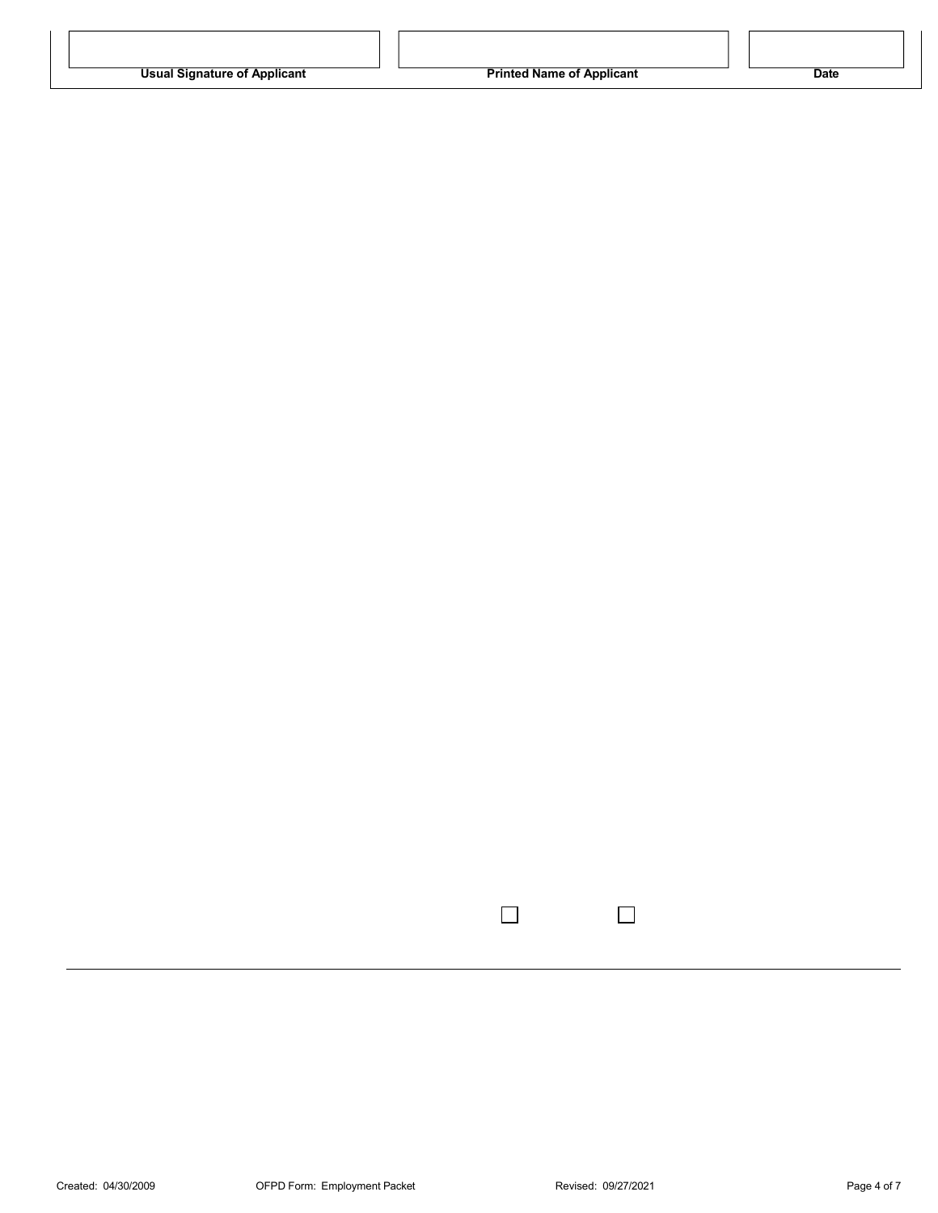| Usual Signature of Applicant | Printed Name of Applicant | Date |
| --- | --- | --- |
| | | |

☐ ☐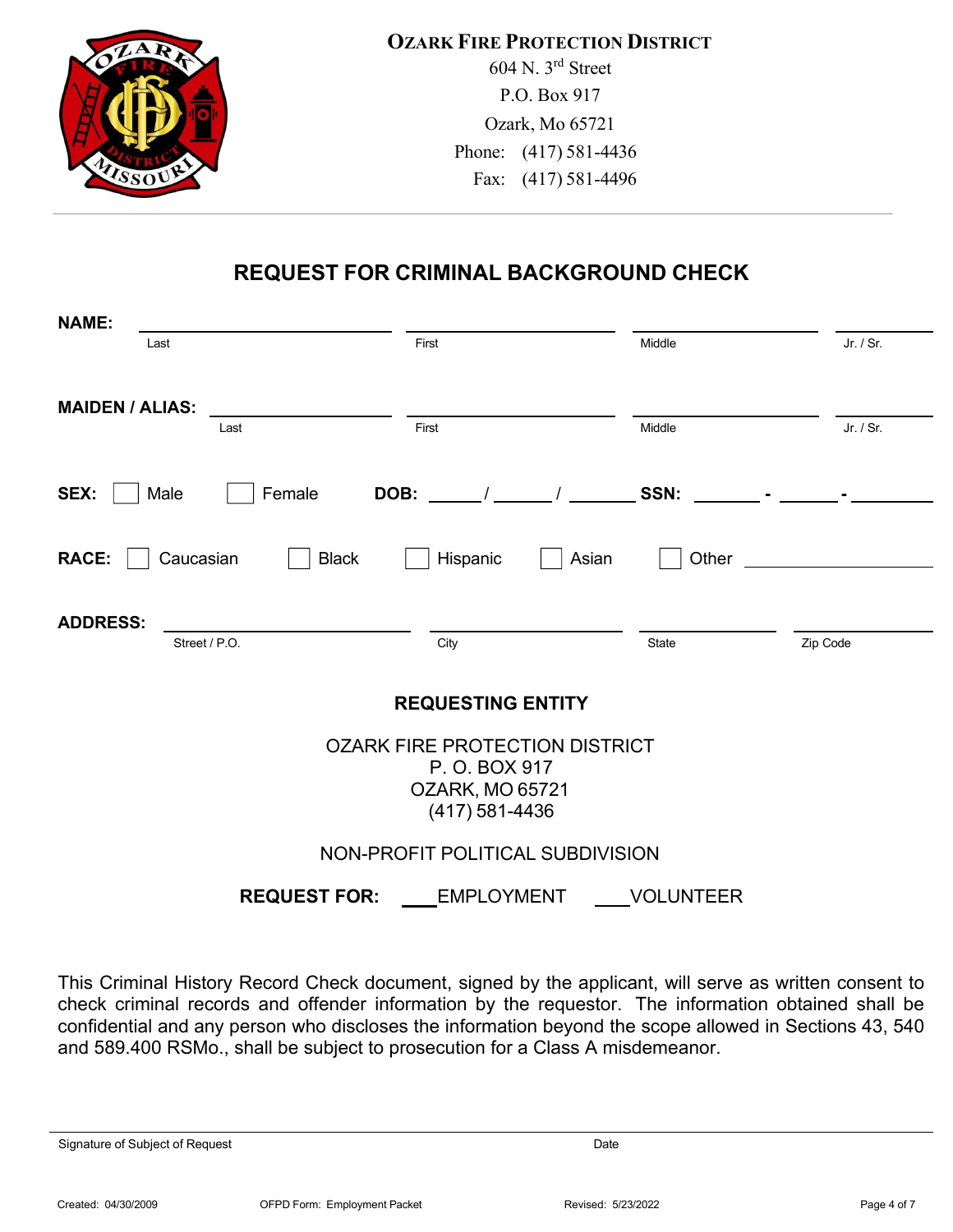**OZARK FIRE PROTECTION DISTRICT**
604 N. 3rd Street
P.O. Box 917
Ozark, Mo 65721
Phone: (417) 581-4436
Fax: (417) 581-4496

## REQUEST FOR CRIMINAL BACKGROUND CHECK

**NAME:** ______________________ ______________________ ______________________ __________
Last First Middle Jr. / Sr.

**MAIDEN / ALIAS:** ______________________ ______________________ ______________________ __________
Last First Middle Jr. / Sr.

**SEX:** ☐ Male ☐ Female **DOB:** ______ / ______ / ______ **SSN:** ______ - ______ - ______

**RACE:** ☐ Caucasian ☐ Black ☐ Hispanic ☐ Asian ☐ Other ______________

**ADDRESS:** ______________________ ______________________ ______________ ______________
Street / P.O. City State Zip Code

### REQUESTING ENTITY

OZARK FIRE PROTECTION DISTRICT
P. O. BOX 917
OZARK, MO 65721
(417) 581-4436

NON-PROFIT POLITICAL SUBDIVISION

**REQUEST FOR:** ___EMPLOYMENT ___VOLUNTEER

This Criminal History Record Check document, signed by the applicant, will serve as written consent to check criminal records and offender information by the requestor. The information obtained shall be confidential and any person who discloses the information beyond the scope allowed in Sections 43, 540 and 589.400 RSMo., shall be subject to prosecution for a Class A misdemeanor.

______________________________________________ ______________________
Signature of Subject of Request Date

Created: 04/30/2009 OFPD Form: Employment Packet Revised: 5/23/2022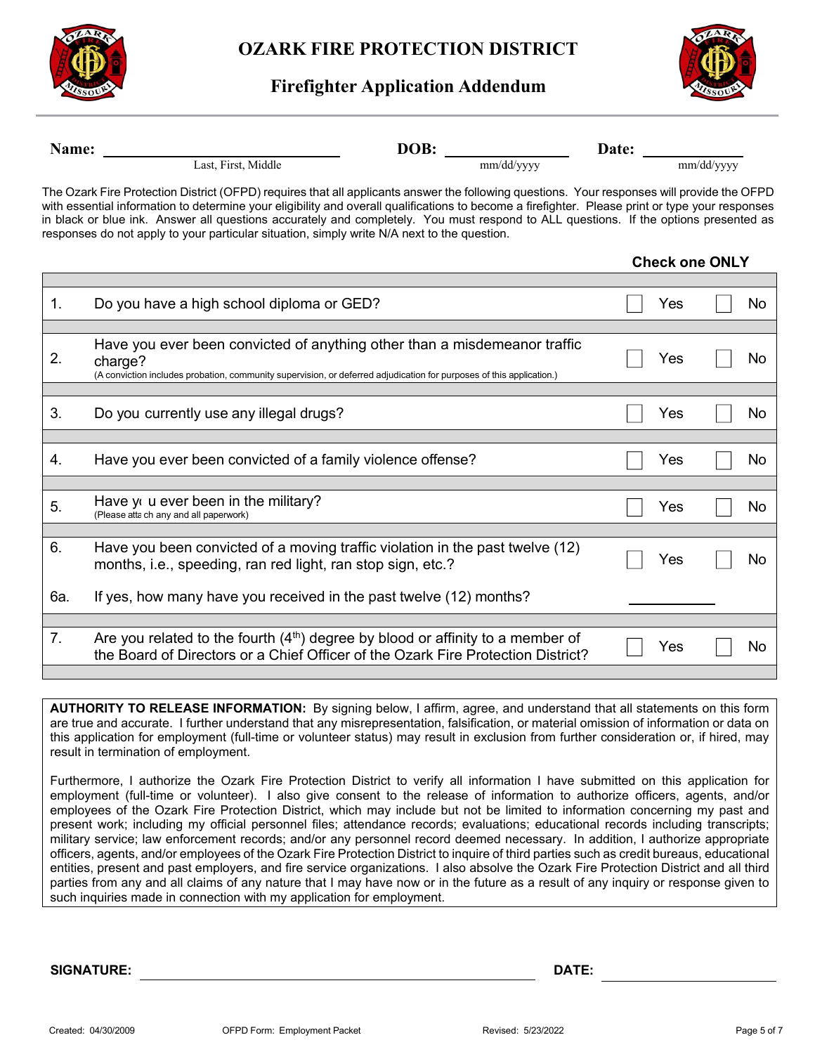# OZARK FIRE PROTECTION DISTRICT

## Firefighter Application Addendum

**Name:** ______________________________ **DOB:** ______________ **Date:** ______________
Last, First, Middle mm/dd/yyyy mm/dd/yyyy

The Ozark Fire Protection District (OFPD) requires that all applicants answer the following questions. Your responses will provide the OFPD with essential information to determine your eligibility and overall qualifications to become a firefighter. Please print or type your responses in black or blue ink. Answer all questions accurately and completely. You must respond to ALL questions. If the options presented as responses do not apply to your particular situation, simply write N/A next to the question.

**Check one ONLY**

| # | Question | Yes | No |
|---|---|---|---|
| 1. | Do you have a high school diploma or GED? | ☐ Yes | ☐ No |
| 2. | Have you ever been convicted of anything other than a misdemeanor traffic charge? (A conviction includes probation, community supervision, or deferred adjudication for purposes of this application.) | ☐ Yes | ☐ No |
| 3. | Do you currently use any illegal drugs? | ☐ Yes | ☐ No |
| 4. | Have you ever been convicted of a family violence offense? | ☐ Yes | ☐ No |
| 5. | Have you ever been in the military? (Please attach any and all paperwork) | ☐ Yes | ☐ No |
| 6. | Have you been convicted of a moving traffic violation in the past twelve (12) months, i.e., speeding, ran red light, ran stop sign, etc.? | ☐ Yes | ☐ No |
| 6a. | If yes, how many have you received in the past twelve (12) months? | ______ | |
| 7. | Are you related to the fourth (4th) degree by blood or affinity to a member of the Board of Directors or a Chief Officer of the Ozark Fire Protection District? | ☐ Yes | ☐ No |

**AUTHORITY TO RELEASE INFORMATION:** By signing below, I affirm, agree, and understand that all statements on this form are true and accurate. I further understand that any misrepresentation, falsification, or material omission of information or data on this application for employment (full-time or volunteer status) may result in exclusion from further consideration or, if hired, may result in termination of employment.

Furthermore, I authorize the Ozark Fire Protection District to verify all information I have submitted on this application for employment (full-time or volunteer). I also give consent to the release of information to authorize officers, agents, and/or employees of the Ozark Fire Protection District, which may include but not be limited to information concerning my past and present work; including my official personnel files; attendance records; evaluations; educational records including transcripts; military service; law enforcement records; and/or any personnel record deemed necessary. In addition, I authorize appropriate officers, agents, and/or employees of the Ozark Fire Protection District to inquire of third parties such as credit bureaus, educational entities, present and past employers, and fire service organizations. I also absolve the Ozark Fire Protection District and all third parties from any and all claims of any nature that I may have now or in the future as a result of any inquiry or response given to such inquiries made in connection with my application for employment.

**SIGNATURE:** ________________________________________ **DATE:** ________________

Created: 04/30/2009 OFPD Form: Employment Packet Revised: 5/23/2022